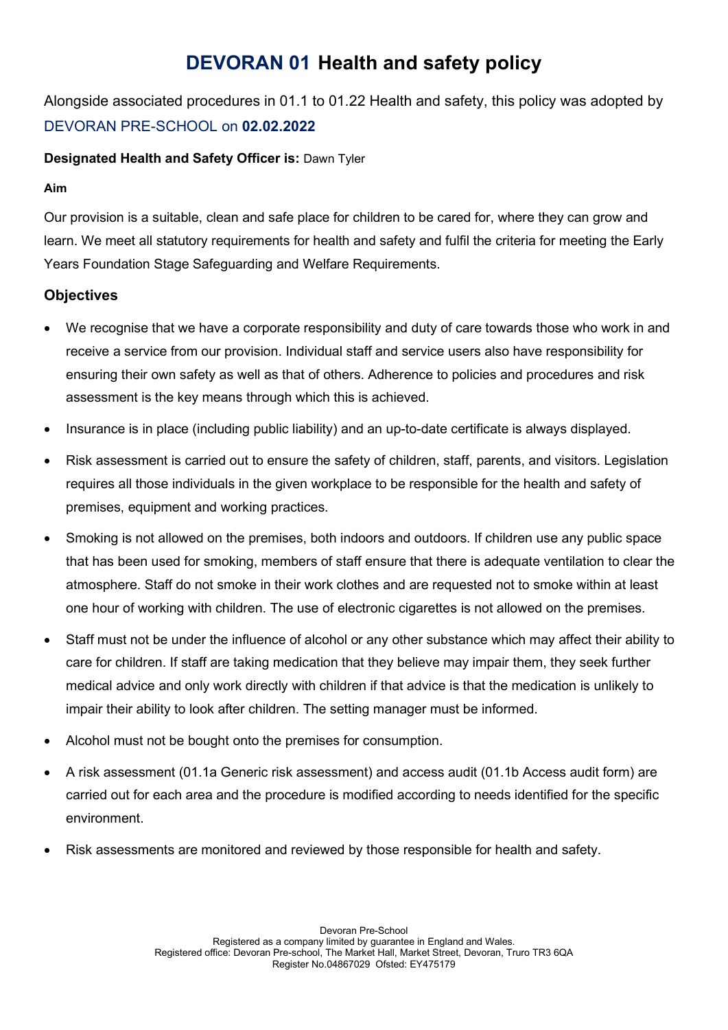# DEVORAN 01 Health and safety policy

Alongside associated procedures in 01.1 to 01.22 Health and safety, this policy was adopted by DEVORAN PRE-SCHOOL on **02.02.2022**

**Designated Health and Safety Officer is:** Dawn Tyler

**Aim**

Our provision is a suitable, clean and safe place for children to be cared for, where they can grow and learn. We meet all statutory requirements for health and safety and fulfil the criteria for meeting the Early Years Foundation Stage Safeguarding and Welfare Requirements.

## Objectives

- We recognise that we have a corporate responsibility and duty of care towards those who work in and receive a service from our provision. Individual staff and service users also have responsibility for ensuring their own safety as well as that of others. Adherence to policies and procedures and risk assessment is the key means through which this is achieved.
- Insurance is in place (including public liability) and an up-to-date certificate is always displayed.
- Risk assessment is carried out to ensure the safety of children, staff, parents, and visitors. Legislation requires all those individuals in the given workplace to be responsible for the health and safety of premises, equipment and working practices.
- Smoking is not allowed on the premises, both indoors and outdoors. If children use any public space that has been used for smoking, members of staff ensure that there is adequate ventilation to clear the atmosphere. Staff do not smoke in their work clothes and are requested not to smoke within at least one hour of working with children. The use of electronic cigarettes is not allowed on the premises.
- Staff must not be under the influence of alcohol or any other substance which may affect their ability to care for children. If staff are taking medication that they believe may impair them, they seek further medical advice and only work directly with children if that advice is that the medication is unlikely to impair their ability to look after children. The setting manager must be informed.
- Alcohol must not be bought onto the premises for consumption.
- A risk assessment (01.1a Generic risk assessment) and access audit (01.1b Access audit form) are carried out for each area and the procedure is modified according to needs identified for the specific environment.
- Risk assessments are monitored and reviewed by those responsible for health and safety.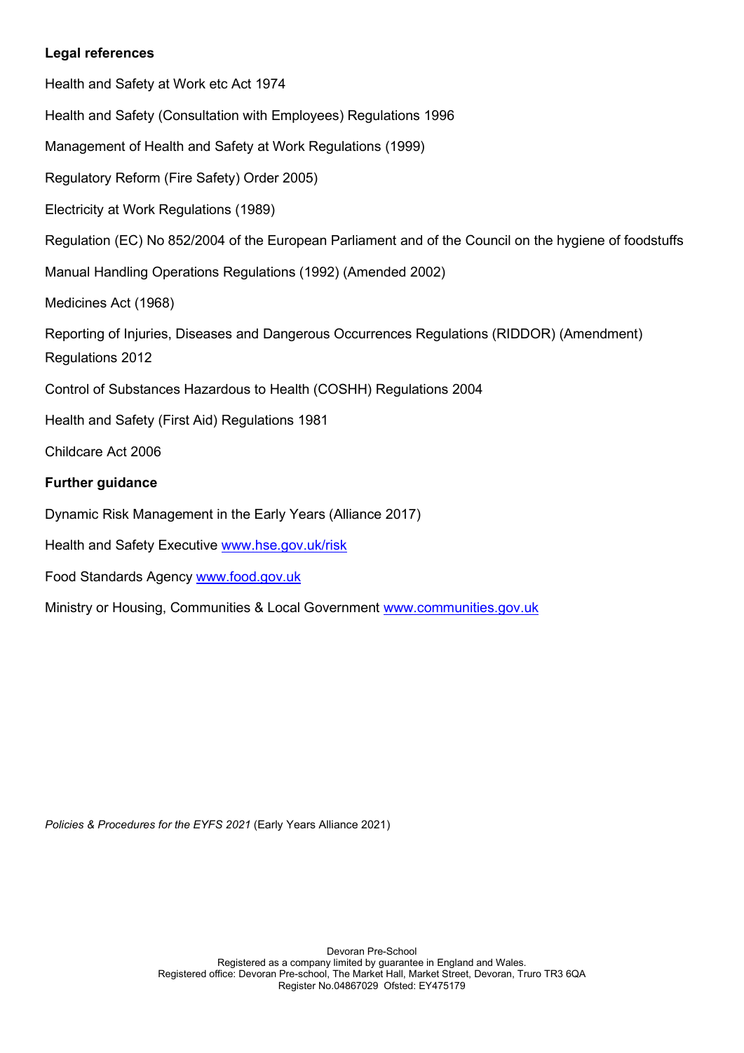**Legal references**

Health and Safety at Work etc Act 1974

Health and Safety (Consultation with Employees) Regulations 1996

Management of Health and Safety at Work Regulations (1999)

Regulatory Reform (Fire Safety) Order 2005)

Electricity at Work Regulations (1989)

Regulation (EC) No 852/2004 of the European Parliament and of the Council on the hygiene of foodstuffs

Manual Handling Operations Regulations (1992) (Amended 2002)

Medicines Act (1968)

Reporting of Injuries, Diseases and Dangerous Occurrences Regulations (RIDDOR) (Amendment) Regulations 2012

Control of Substances Hazardous to Health (COSHH) Regulations 2004

Health and Safety (First Aid) Regulations 1981

Childcare Act 2006

**Further guidance**

Dynamic Risk Management in the Early Years (Alliance 2017)

Health and Safety Executive www.hse.gov.uk/risk

Food Standards Agency www.food.gov.uk

Ministry or Housing, Communities & Local Government www.communities.gov.uk

*Policies & Procedures for the EYFS 2021* (Early Years Alliance 2021)

Devoran Pre-School
Registered as a company limited by guarantee in England and Wales.
Registered office: Devoran Pre-school, The Market Hall, Market Street, Devoran, Truro TR3 6QA
Register No.04867029 Ofsted: EY475179